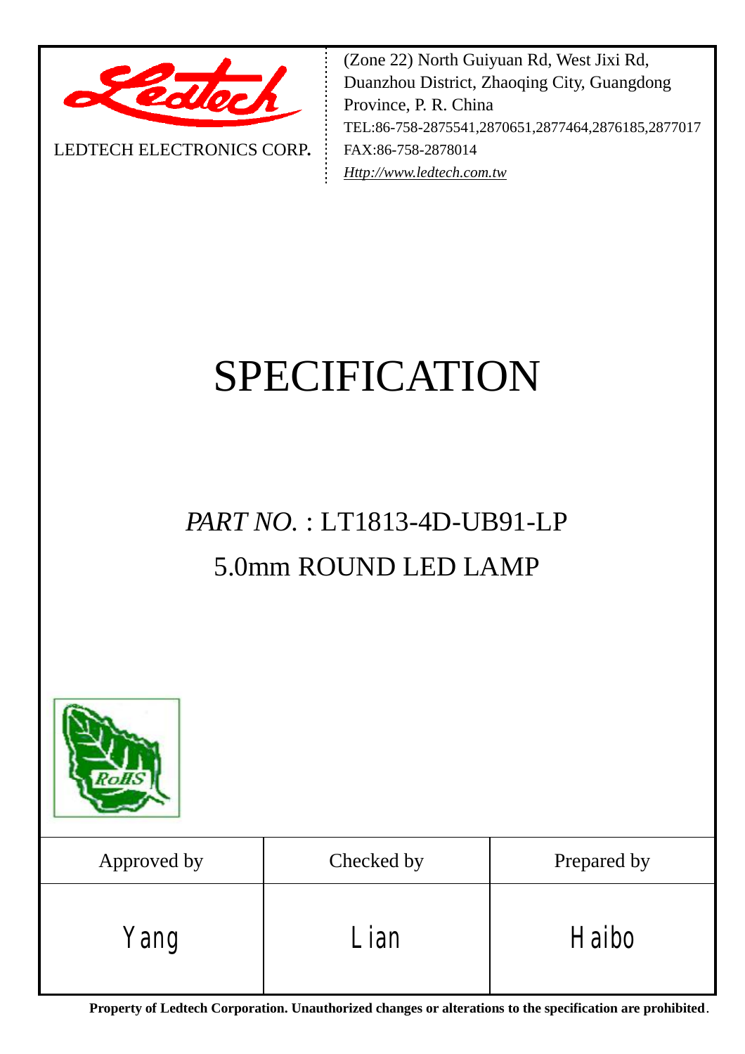LEDTECH ELECTRONICS CORP.

(Zone 22) North Guiyuan Rd, West Jixi Rd, Duanzhou District, Zhaoqing City, Guangdong Province, P. R. China
TEL:86-758-2875541,2870651,2877464,2876185,2877017
FAX:86-758-2878014
Http://www.ledtech.com.tw

# SPECIFICATION

## *PART NO.* : LT1813-4D-UB91-LP

## 5.0mm ROUND LED LAMP

| Approved by | Checked by | Prepared by |
|---|---|---|
| Yang | Lian | Haibo |

**Property of Ledtech Corporation. Unauthorized changes or alterations to the specification are prohibited**.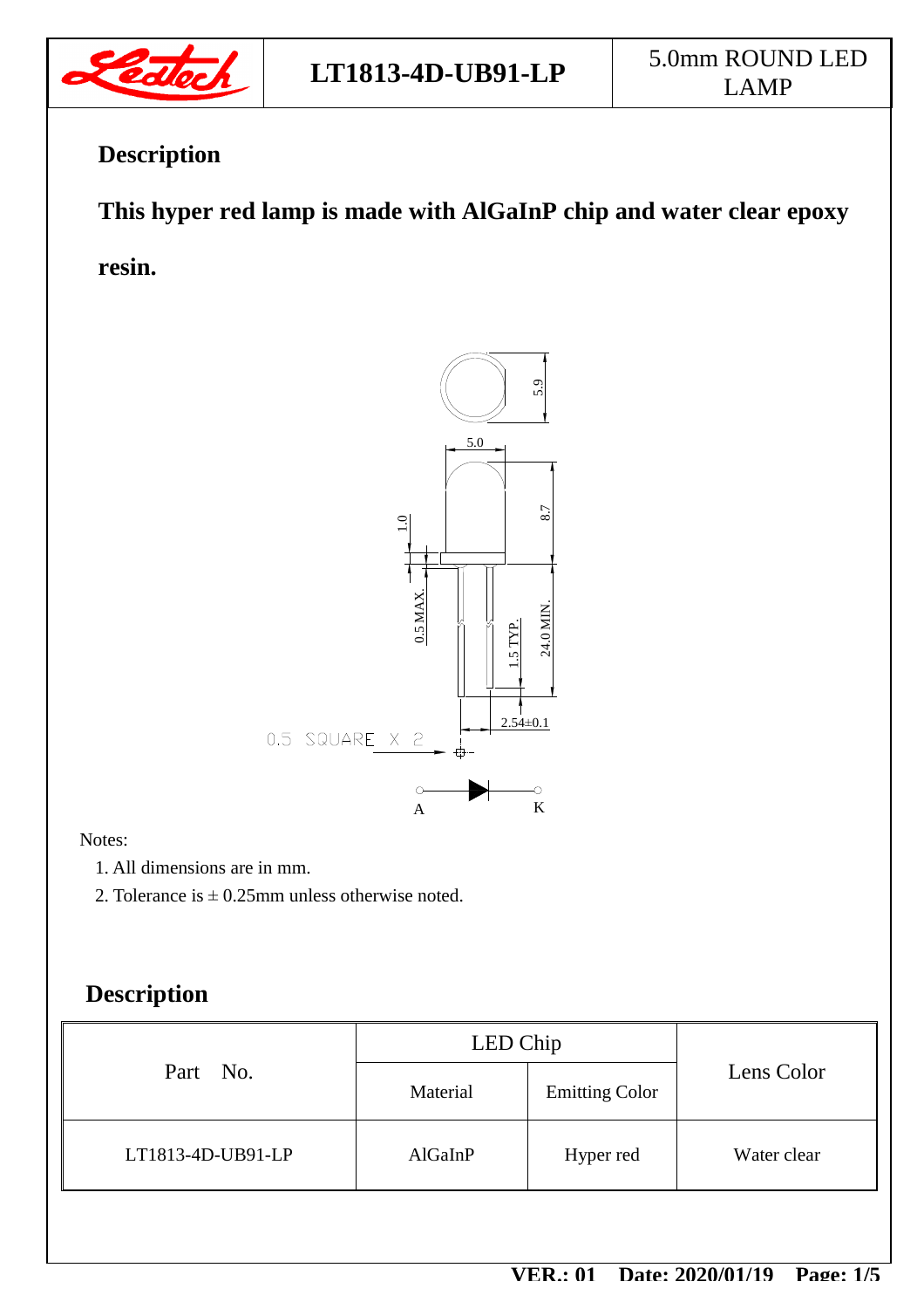| LT1813-4D-UB91-LP | 5.0mm ROUND LED LAMP |
|---|---|

## Description

**This hyper red lamp is made with AlGaInP chip and water clear epoxy resin.**

Notes:

1. All dimensions are in mm.
2. Tolerance is ± 0.25mm unless otherwise noted.

## Description

| Part No. | LED Chip | | Lens Color |
|---|---|---|---|
| | Material | Emitting Color | |
| LT1813-4D-UB91-LP | AlGaInP | Hyper red | Water clear |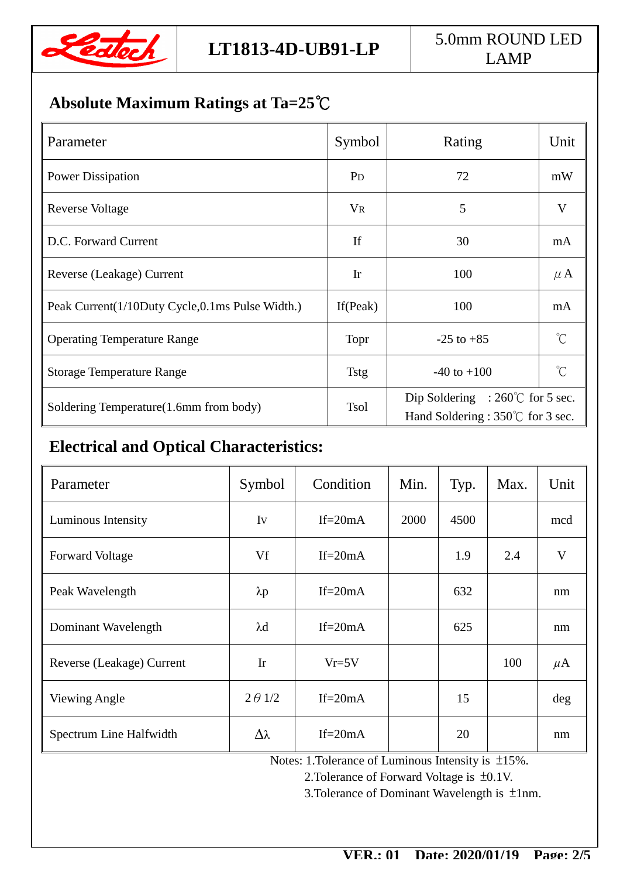| Ledtech | LT1813-4D-UB91-LP | 5.0mm ROUND LED LAMP |
|---|---|---|

## Absolute Maximum Ratings at Ta=25℃

| Parameter | Symbol | Rating | Unit |
|---|---|---|---|
| Power Dissipation | $P_D$ | 72 | mW |
| Reverse Voltage | $V_R$ | 5 | V |
| D.C. Forward Current | If | 30 | mA |
| Reverse (Leakage) Current | Ir | 100 | μA |
| Peak Current(1/10Duty Cycle,0.1ms Pulse Width.) | If(Peak) | 100 | mA |
| Operating Temperature Range | Topr | -25 to +85 | ℃ |
| Storage Temperature Range | Tstg | -40 to +100 | ℃ |
| Soldering Temperature(1.6mm from body) | Tsol | Dip Soldering : 260℃ for 5 sec.<br>Hand Soldering : 350℃ for 3 sec. | |

## Electrical and Optical Characteristics:

| Parameter | Symbol | Condition | Min. | Typ. | Max. | Unit |
|---|---|---|---|---|---|---|
| Luminous Intensity | Iv | If=20mA | 2000 | 4500 | | mcd |
| Forward Voltage | Vf | If=20mA | | 1.9 | 2.4 | V |
| Peak Wavelength | λp | If=20mA | | 632 | | nm |
| Dominant Wavelength | λd | If=20mA | | 625 | | nm |
| Reverse (Leakage) Current | Ir | Vr=5V | | | 100 | μA |
| Viewing Angle | 2θ1/2 | If=20mA | | 15 | | deg |
| Spectrum Line Halfwidth | Δλ | If=20mA | | 20 | | nm |

Notes: 1.Tolerance of Luminous Intensity is ±15%.
2.Tolerance of Forward Voltage is ±0.1V.
3.Tolerance of Dominant Wavelength is ±1nm.

VER.: 01 Date: 2020/01/19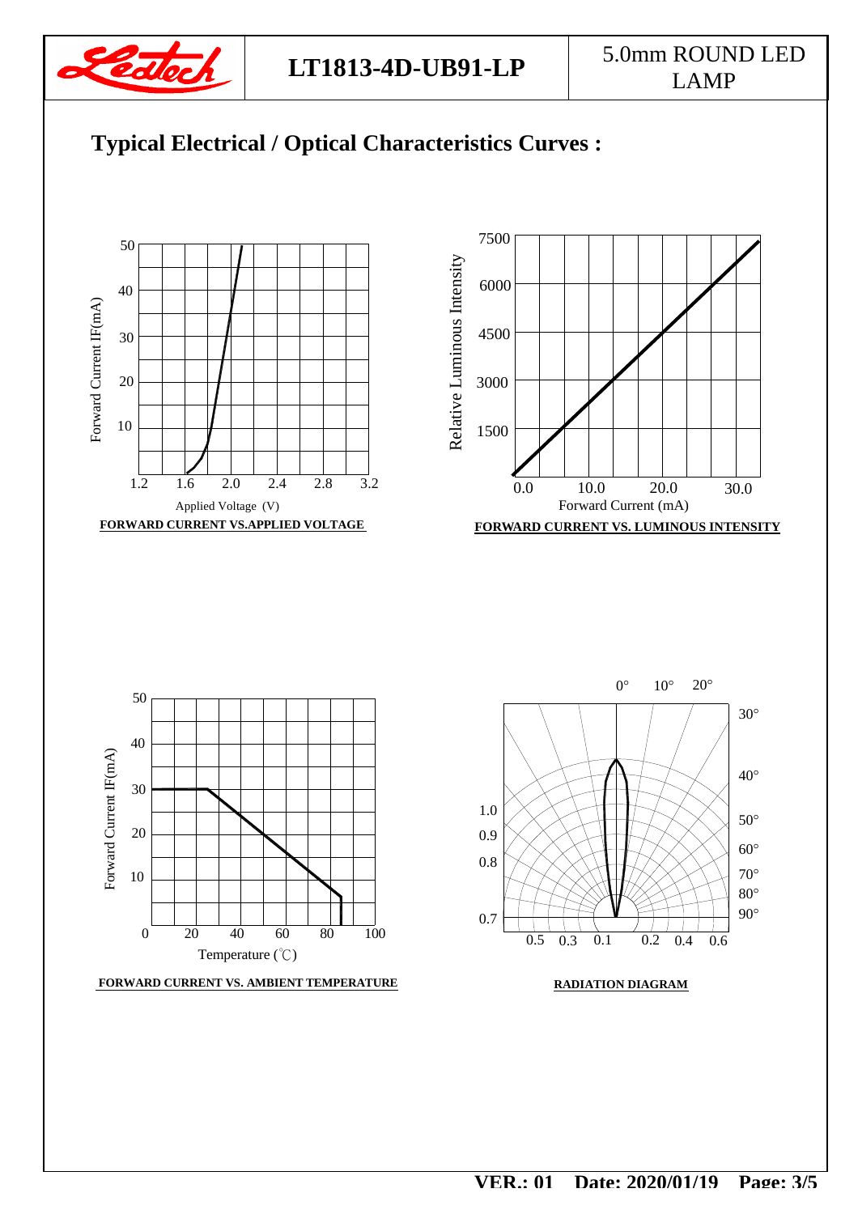## Typical Electrical / Optical Characteristics Curves :

Forward Current IF(mA)

50
40
30
20
10

1.2 1.6 2.0 2.4 2.8 3.2

Applied Voltage (V)

**FORWARD CURRENT VS.APPLIED VOLTAGE**

Relative Luminous Intensity

7500
6000
4500
3000
1500

0.0 10.0 20.0 30.0

Forward Current (mA)

**FORWARD CURRENT VS. LUMINOUS INTENSITY**

Forward Current IF(mA)

50
40
30
20
10

0 20 40 60 80 100

Temperature (℃)

**FORWARD CURRENT VS. AMBIENT TEMPERATURE**

0° 10° 20° 30° 40° 50° 60° 70° 80° 90°

1.0
0.9
0.8
0.7

0.5 0.3 0.1 0.2 0.4 0.6

**RADIATION DIAGRAM**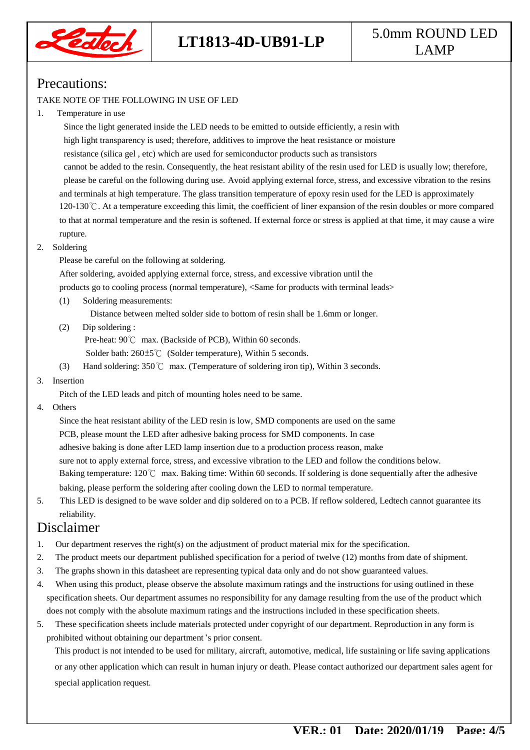## Precautions:

TAKE NOTE OF THE FOLLOWING IN USE OF LED

1. Temperature in use

   Since the light generated inside the LED needs to be emitted to outside efficiently, a resin with high light transparency is used; therefore, additives to improve the heat resistance or moisture resistance (silica gel , etc) which are used for semiconductor products such as transistors cannot be added to the resin. Consequently, the heat resistant ability of the resin used for LED is usually low; therefore, please be careful on the following during use. Avoid applying external force, stress, and excessive vibration to the resins and terminals at high temperature. The glass transition temperature of epoxy resin used for the LED is approximately 120-130℃. At a temperature exceeding this limit, the coefficient of liner expansion of the resin doubles or more compared to that at normal temperature and the resin is softened. If external force or stress is applied at that time, it may cause a wire rupture.

2. Soldering

   Please be careful on the following at soldering.

   After soldering, avoided applying external force, stress, and excessive vibration until the products go to cooling process (normal temperature), <Same for products with terminal leads>

   (1) Soldering measurements:

   Distance between melted solder side to bottom of resin shall be 1.6mm or longer.

   (2) Dip soldering :

   Pre-heat: 90℃ max. (Backside of PCB), Within 60 seconds.

   Solder bath: 260±5℃ (Solder temperature), Within 5 seconds.

   (3) Hand soldering: 350℃ max. (Temperature of soldering iron tip), Within 3 seconds.

3. Insertion

   Pitch of the LED leads and pitch of mounting holes need to be same.

4. Others

   Since the heat resistant ability of the LED resin is low, SMD components are used on the same PCB, please mount the LED after adhesive baking process for SMD components. In case adhesive baking is done after LED lamp insertion due to a production process reason, make sure not to apply external force, stress, and excessive vibration to the LED and follow the conditions below.

   Baking temperature: 120℃ max. Baking time: Within 60 seconds. If soldering is done sequentially after the adhesive baking, please perform the soldering after cooling down the LED to normal temperature.

5. This LED is designed to be wave solder and dip soldered on to a PCB. If reflow soldered, Ledtech cannot guarantee its reliability.

## Disclaimer

1. Our department reserves the right(s) on the adjustment of product material mix for the specification.
2. The product meets our department published specification for a period of twelve (12) months from date of shipment.
3. The graphs shown in this datasheet are representing typical data only and do not show guaranteed values.
4. When using this product, please observe the absolute maximum ratings and the instructions for using outlined in these specification sheets. Our department assumes no responsibility for any damage resulting from the use of the product which does not comply with the absolute maximum ratings and the instructions included in these specification sheets.
5. These specification sheets include materials protected under copyright of our department. Reproduction in any form is prohibited without obtaining our department's prior consent.

   This product is not intended to be used for military, aircraft, automotive, medical, life sustaining or life saving applications or any other application which can result in human injury or death. Please contact authorized our department sales agent for special application request.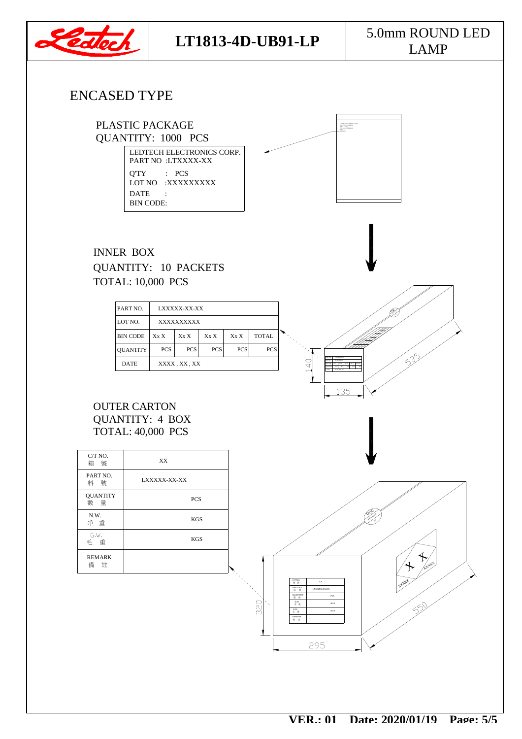# LT1813-4D-UB91-LP

5.0mm ROUND LED LAMP

## ENCASED TYPE

PLASTIC PACKAGE
QUANTITY: 1000 PCS

LEDTECH ELECTRONICS CORP.
PART NO :LTXXXX-XX
Q'TY : PCS
LOT NO :XXXXXXXXX
DATE :
BIN CODE:

INNER BOX
QUANTITY: 10 PACKETS
TOTAL: 10,000 PCS

| PART NO. | LXXXXX-XX-XX | | | | |
|---|---|---|---|---|---|
| LOT NO. | XXXXXXXXXX | | | | |
| BIN CODE | Xx X | Xx X | Xx X | Xx X | TOTAL |
| QUANTITY | PCS | PCS | PCS | PCS | PCS |
| DATE | XXXX , XX , XX | | | | |

140
135
535

OUTER CARTON
QUANTITY: 4 BOX
TOTAL: 40,000 PCS

| | |
|---|---|
| C/T NO. 箱 號 | XX |
| PART NO. 料 號 | LXXXXX-XX-XX |
| QUANTITY 數 量 | PCS |
| N.W. 淨 重 | KGS |
| G.W. 毛 重 | KGS |
| REMARK 備 註 | |

320
295
550

VER.: 01 Date: 2020/01/19